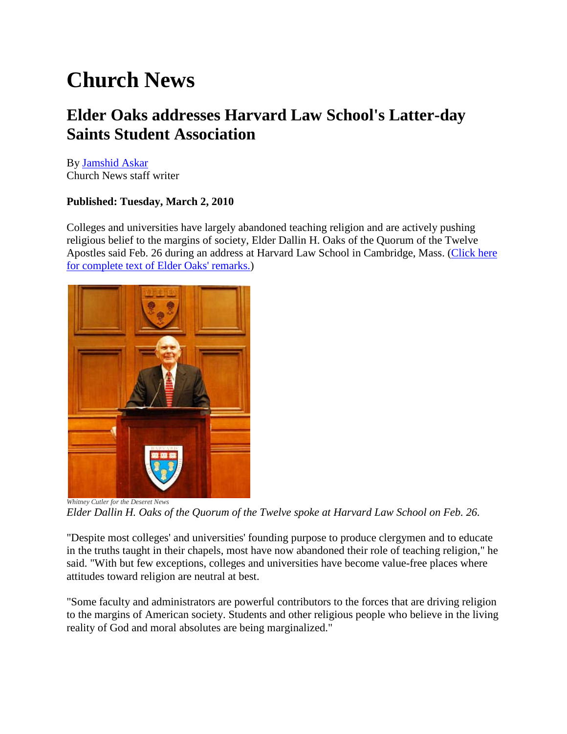# Church News

## Elder Oaks addresses Harvard Law School's Latter-day Saints Student Association

By Jamshid Askar
Church News staff writer

**Published: Tuesday, March 2, 2010**

Colleges and universities have largely abandoned teaching religion and are actively pushing religious belief to the margins of society, Elder Dallin H. Oaks of the Quorum of the Twelve Apostles said Feb. 26 during an address at Harvard Law School in Cambridge, Mass. (Click here for complete text of Elder Oaks' remarks.)

*Whitney Cutler for the Deseret News*
*Elder Dallin H. Oaks of the Quorum of the Twelve spoke at Harvard Law School on Feb. 26.*

"Despite most colleges' and universities' founding purpose to produce clergymen and to educate in the truths taught in their chapels, most have now abandoned their role of teaching religion," he said. "With but few exceptions, colleges and universities have become value-free places where attitudes toward religion are neutral at best.

"Some faculty and administrators are powerful contributors to the forces that are driving religion to the margins of American society. Students and other religious people who believe in the living reality of God and moral absolutes are being marginalized."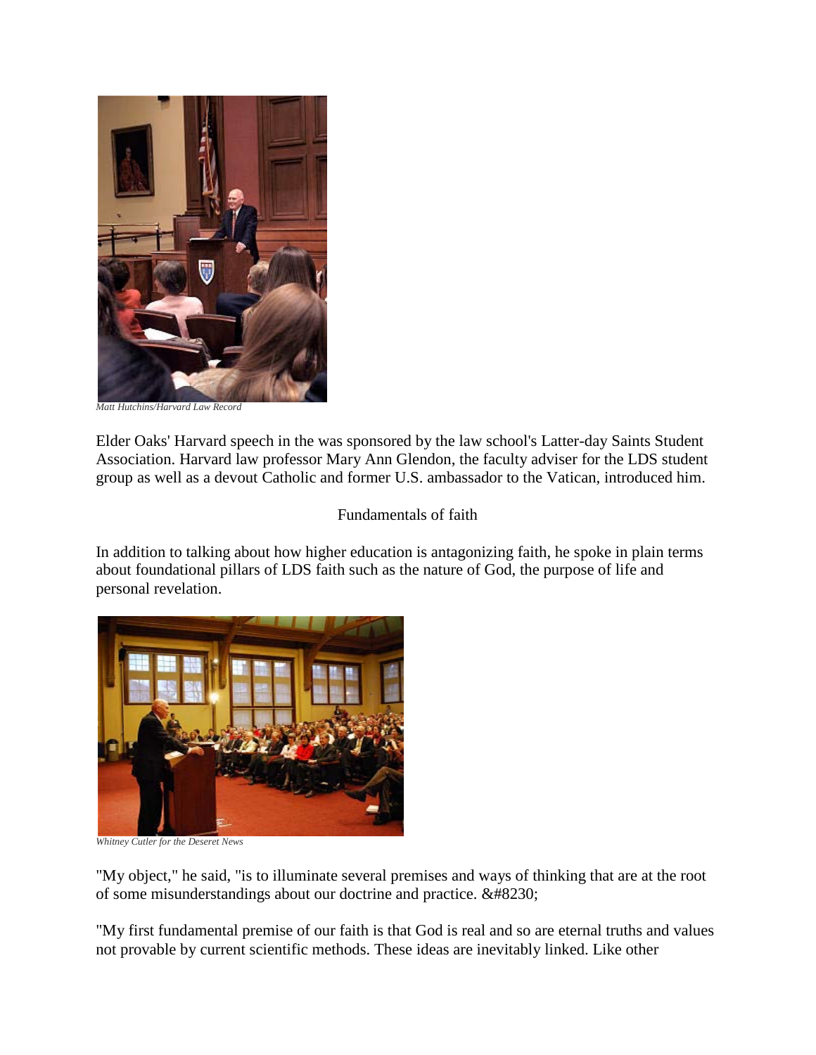*Matt Hutchins/Harvard Law Record*

Elder Oaks' Harvard speech in the was sponsored by the law school's Latter-day Saints Student Association. Harvard law professor Mary Ann Glendon, the faculty adviser for the LDS student group as well as a devout Catholic and former U.S. ambassador to the Vatican, introduced him.

Fundamentals of faith

In addition to talking about how higher education is antagonizing faith, he spoke in plain terms about foundational pillars of LDS faith such as the nature of God, the purpose of life and personal revelation.

*Whitney Cutler for the Deseret News*

"My object," he said, "is to illuminate several premises and ways of thinking that are at the root of some misunderstandings about our doctrine and practice. &#8230;

"My first fundamental premise of our faith is that God is real and so are eternal truths and values not provable by current scientific methods. These ideas are inevitably linked. Like other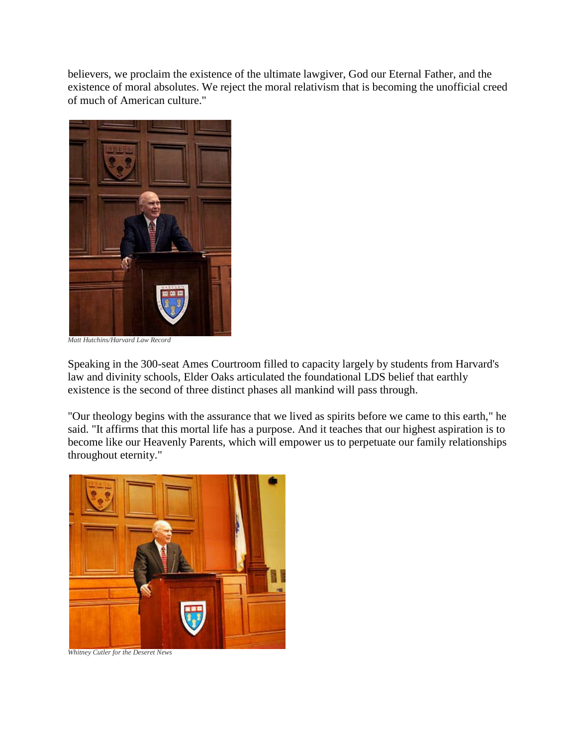believers, we proclaim the existence of the ultimate lawgiver, God our Eternal Father, and the existence of moral absolutes. We reject the moral relativism that is becoming the unofficial creed of much of American culture."

*Matt Hutchins/Harvard Law Record*

Speaking in the 300-seat Ames Courtroom filled to capacity largely by students from Harvard's law and divinity schools, Elder Oaks articulated the foundational LDS belief that earthly existence is the second of three distinct phases all mankind will pass through.

"Our theology begins with the assurance that we lived as spirits before we came to this earth," he said. "It affirms that this mortal life has a purpose. And it teaches that our highest aspiration is to become like our Heavenly Parents, which will empower us to perpetuate our family relationships throughout eternity."

*Whitney Cutler for the Deseret News*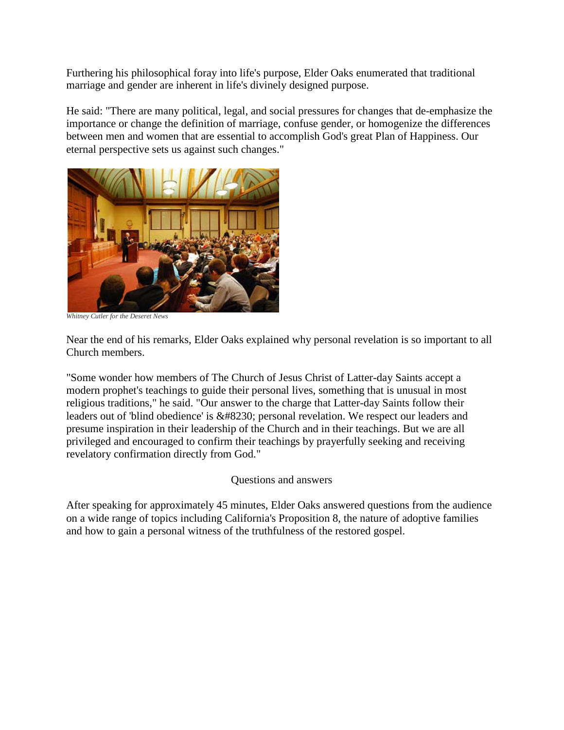Furthering his philosophical foray into life's purpose, Elder Oaks enumerated that traditional marriage and gender are inherent in life's divinely designed purpose.

He said: "There are many political, legal, and social pressures for changes that de-emphasize the importance or change the definition of marriage, confuse gender, or homogenize the differences between men and women that are essential to accomplish God's great Plan of Happiness. Our eternal perspective sets us against such changes."

*Whitney Cutler for the Deseret News*

Near the end of his remarks, Elder Oaks explained why personal revelation is so important to all Church members.

"Some wonder how members of The Church of Jesus Christ of Latter-day Saints accept a modern prophet's teachings to guide their personal lives, something that is unusual in most religious traditions," he said. "Our answer to the charge that Latter-day Saints follow their leaders out of 'blind obedience' is &#8230; personal revelation. We respect our leaders and presume inspiration in their leadership of the Church and in their teachings. But we are all privileged and encouraged to confirm their teachings by prayerfully seeking and receiving revelatory confirmation directly from God."

## Questions and answers

After speaking for approximately 45 minutes, Elder Oaks answered questions from the audience on a wide range of topics including California's Proposition 8, the nature of adoptive families and how to gain a personal witness of the truthfulness of the restored gospel.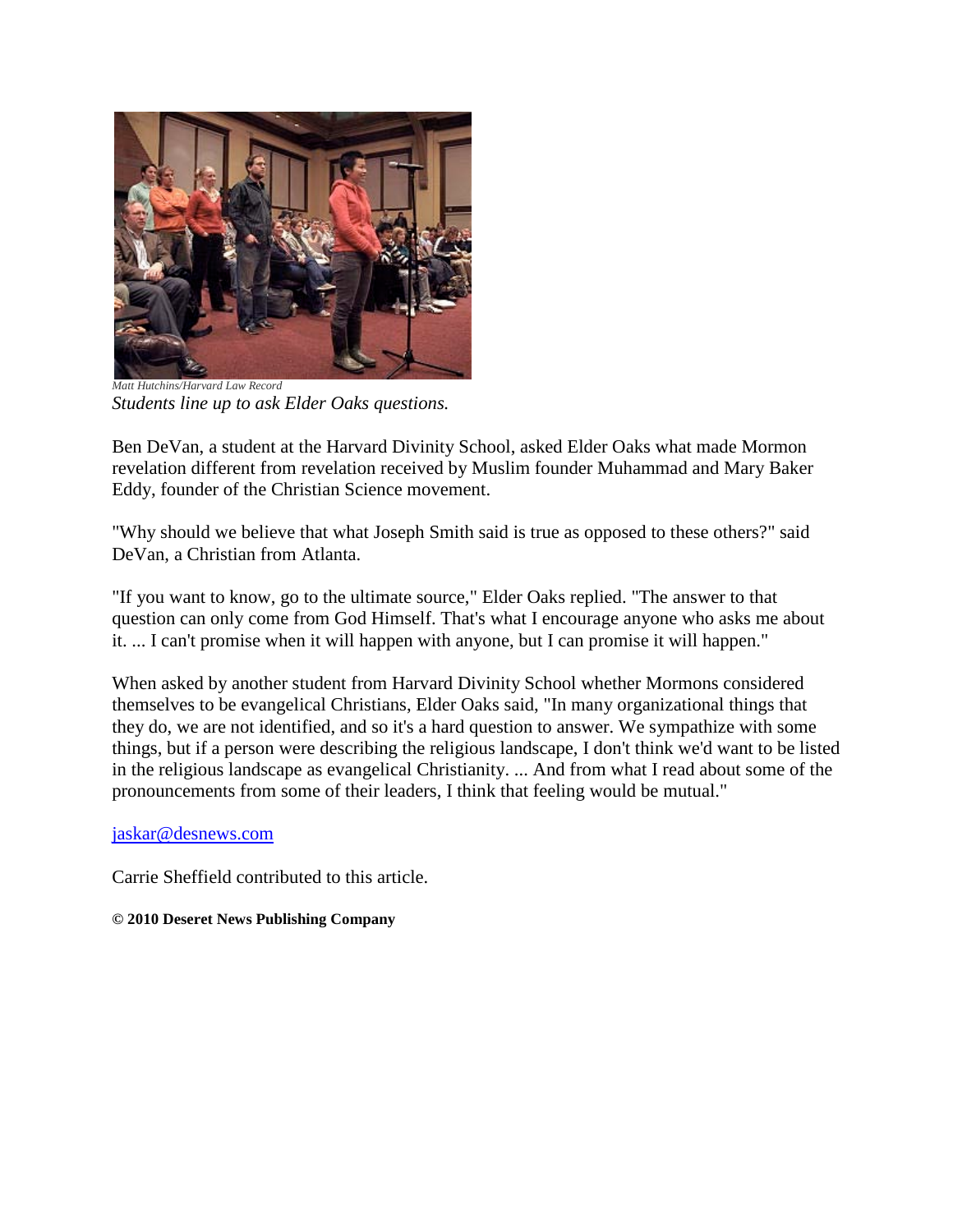*Matt Hutchins/Harvard Law Record*
*Students line up to ask Elder Oaks questions.*

Ben DeVan, a student at the Harvard Divinity School, asked Elder Oaks what made Mormon revelation different from revelation received by Muslim founder Muhammad and Mary Baker Eddy, founder of the Christian Science movement.

"Why should we believe that what Joseph Smith said is true as opposed to these others?" said DeVan, a Christian from Atlanta.

"If you want to know, go to the ultimate source," Elder Oaks replied. "The answer to that question can only come from God Himself. That's what I encourage anyone who asks me about it. ... I can't promise when it will happen with anyone, but I can promise it will happen."

When asked by another student from Harvard Divinity School whether Mormons considered themselves to be evangelical Christians, Elder Oaks said, "In many organizational things that they do, we are not identified, and so it's a hard question to answer. We sympathize with some things, but if a person were describing the religious landscape, I don't think we'd want to be listed in the religious landscape as evangelical Christianity. ... And from what I read about some of the pronouncements from some of their leaders, I think that feeling would be mutual."

jaskar@desnews.com

Carrie Sheffield contributed to this article.

**© 2010 Deseret News Publishing Company**